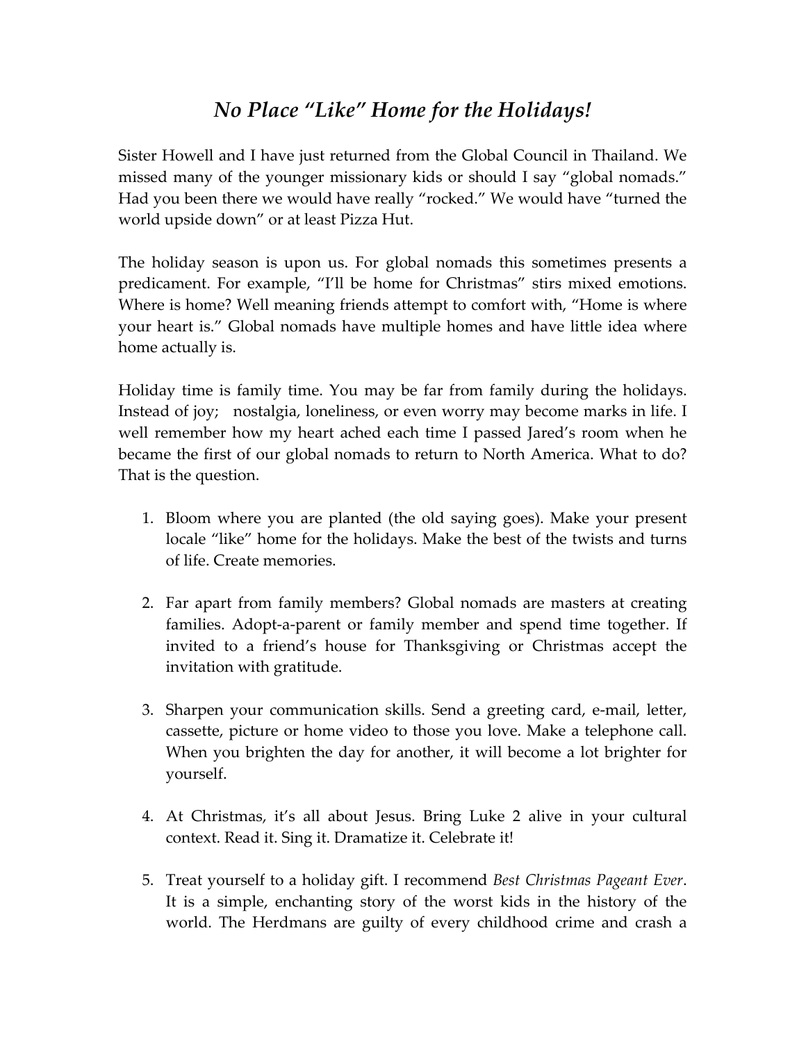# *No Place "Like" Home for the Holidays!*

Sister Howell and I have just returned from the Global Council in Thailand. We missed many of the younger missionary kids or should I say "global nomads." Had you been there we would have really "rocked." We would have "turned the world upside down" or at least Pizza Hut.

The holiday season is upon us. For global nomads this sometimes presents a predicament. For example, "I'll be home for Christmas" stirs mixed emotions. Where is home? Well meaning friends attempt to comfort with, "Home is where your heart is." Global nomads have multiple homes and have little idea where home actually is.

Holiday time is family time. You may be far from family during the holidays. Instead of joy; nostalgia, loneliness, or even worry may become marks in life. I well remember how my heart ached each time I passed Jared's room when he became the first of our global nomads to return to North America. What to do? That is the question.

1. Bloom where you are planted (the old saying goes). Make your present locale "like" home for the holidays. Make the best of the twists and turns of life. Create memories.

2. Far apart from family members? Global nomads are masters at creating families. Adopt-a-parent or family member and spend time together. If invited to a friend's house for Thanksgiving or Christmas accept the invitation with gratitude.

3. Sharpen your communication skills. Send a greeting card, e-mail, letter, cassette, picture or home video to those you love. Make a telephone call. When you brighten the day for another, it will become a lot brighter for yourself.

4. At Christmas, it's all about Jesus. Bring Luke 2 alive in your cultural context. Read it. Sing it. Dramatize it. Celebrate it!

5. Treat yourself to a holiday gift. I recommend *Best Christmas Pageant Ever*. It is a simple, enchanting story of the worst kids in the history of the world. The Herdmans are guilty of every childhood crime and crash a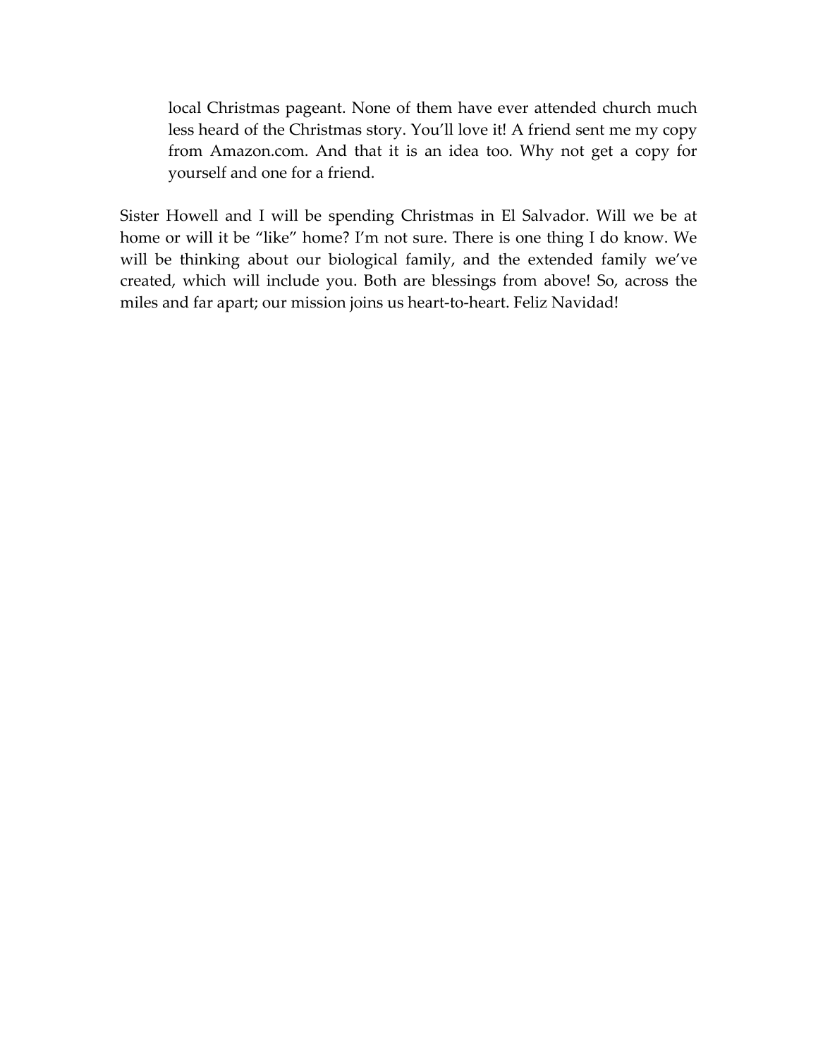> local Christmas pageant. None of them have ever attended church much less heard of the Christmas story. You'll love it! A friend sent me my copy from Amazon.com. And that it is an idea too. Why not get a copy for yourself and one for a friend.

Sister Howell and I will be spending Christmas in El Salvador. Will we be at home or will it be "like" home? I'm not sure. There is one thing I do know. We will be thinking about our biological family, and the extended family we've created, which will include you. Both are blessings from above! So, across the miles and far apart; our mission joins us heart-to-heart. Feliz Navidad!